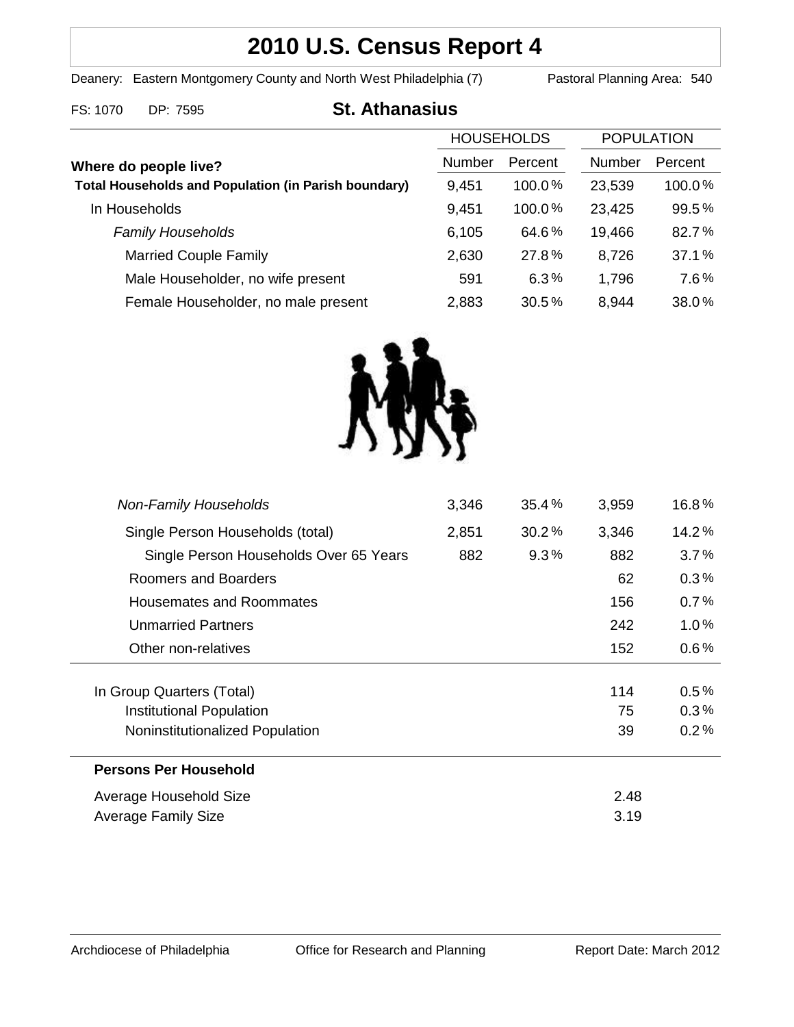# 2010 U.S. Census Report 4

Deanery: Eastern Montgomery County and North West Philadelphia (7) Pastoral Planning Area: 540

FS: 1070 DP: 7595

## St. Athanasius

| Where do people live? | HOUSEHOLDS | | POPULATION | |
|---|---|---|---|---|
| | Number | Percent | Number | Percent |
| **Total Households and Population (in Parish boundary)** | 9,451 | 100.0% | 23,539 | 100.0% |
| In Households | 9,451 | 100.0% | 23,425 | 99.5% |
| *Family Households* | 6,105 | 64.6% | 19,466 | 82.7% |
| Married Couple Family | 2,630 | 27.8% | 8,726 | 37.1% |
| Male Householder, no wife present | 591 | 6.3% | 1,796 | 7.6% |
| Female Householder, no male present | 2,883 | 30.5% | 8,944 | 38.0% |
| *Non-Family Households* | 3,346 | 35.4% | 3,959 | 16.8% |
| Single Person Households (total) | 2,851 | 30.2% | 3,346 | 14.2% |
| Single Person Households Over 65 Years | 882 | 9.3% | 882 | 3.7% |
| Roomers and Boarders | | | 62 | 0.3% |
| Housemates and Roommates | | | 156 | 0.7% |
| Unmarried Partners | | | 242 | 1.0% |
| Other non-relatives | | | 152 | 0.6% |
| In Group Quarters (Total) | | | 114 | 0.5% |
| Institutional Population | | | 75 | 0.3% |
| Noninstitutionalized Population | | | 39 | 0.2% |

**Persons Per Household**

| | |
|---|---|
| Average Household Size | 2.48 |
| Average Family Size | 3.19 |

Archdiocese of Philadelphia Office for Research and Planning Report Date: March 2012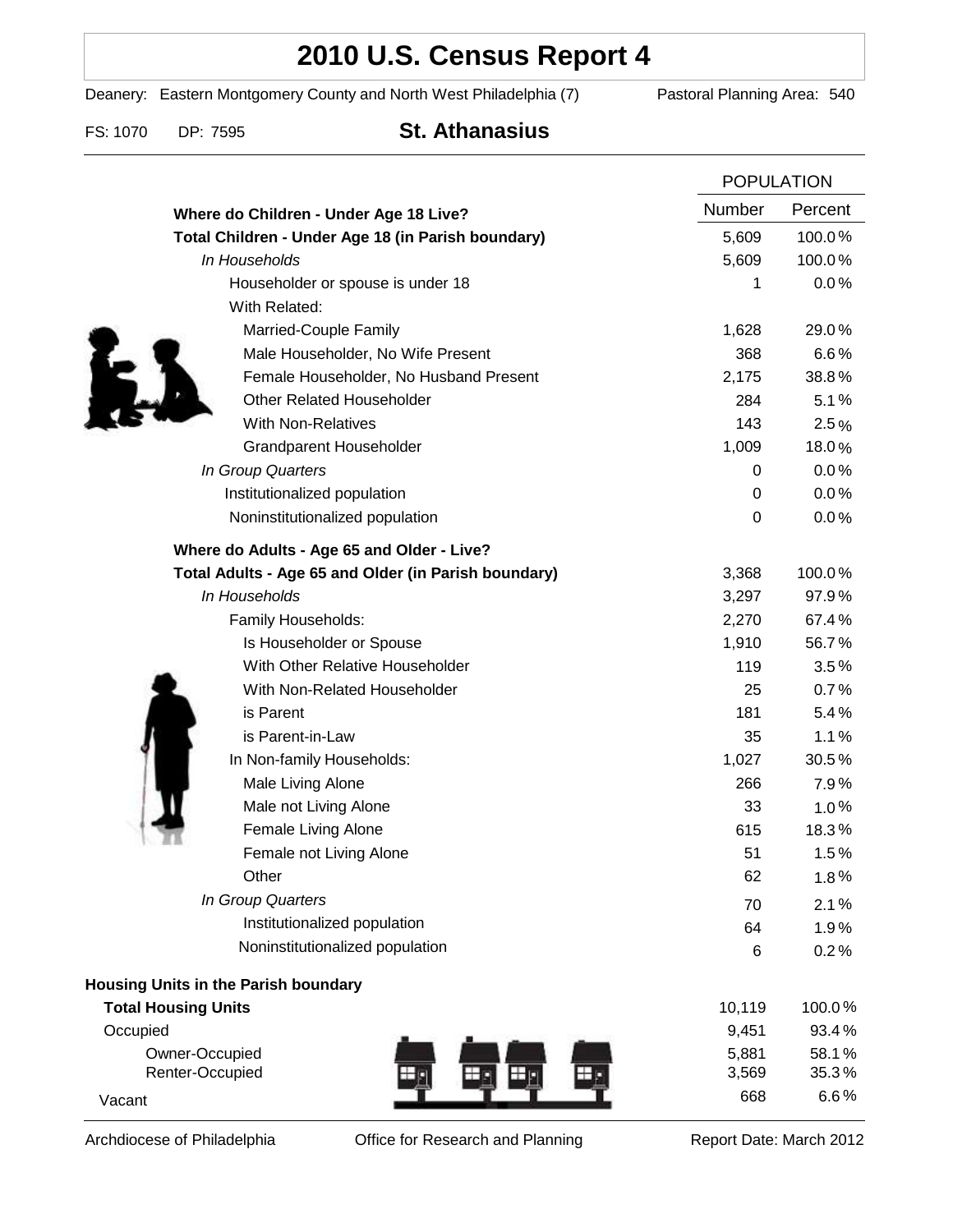# 2010 U.S. Census Report 4

Deanery: Eastern Montgomery County and North West Philadelphia (7) Pastoral Planning Area: 540

FS: 1070 DP: 7595 **St. Athanasius**

| | POPULATION | |
|---|---|---|
| | Number | Percent |
| **Where do Children - Under Age 18 Live?** | | |
| **Total Children - Under Age 18 (in Parish boundary)** | 5,609 | 100.0% |
| *In Households* | 5,609 | 100.0% |
| Householder or spouse is under 18 | 1 | 0.0% |
| With Related: | | |
| Married-Couple Family | 1,628 | 29.0% |
| Male Householder, No Wife Present | 368 | 6.6% |
| Female Householder, No Husband Present | 2,175 | 38.8% |
| Other Related Householder | 284 | 5.1% |
| With Non-Relatives | 143 | 2.5% |
| Grandparent Householder | 1,009 | 18.0% |
| *In Group Quarters* | 0 | 0.0% |
| Institutionalized population | 0 | 0.0% |
| Noninstitutionalized population | 0 | 0.0% |
| **Where do Adults - Age 65 and Older - Live?** | | |
| **Total Adults - Age 65 and Older (in Parish boundary)** | 3,368 | 100.0% |
| *In Households* | 3,297 | 97.9% |
| Family Households: | 2,270 | 67.4% |
| Is Householder or Spouse | 1,910 | 56.7% |
| With Other Relative Householder | 119 | 3.5% |
| With Non-Related Householder | 25 | 0.7% |
| is Parent | 181 | 5.4% |
| is Parent-in-Law | 35 | 1.1% |
| In Non-family Households: | 1,027 | 30.5% |
| Male Living Alone | 266 | 7.9% |
| Male not Living Alone | 33 | 1.0% |
| Female Living Alone | 615 | 18.3% |
| Female not Living Alone | 51 | 1.5% |
| Other | 62 | 1.8% |
| *In Group Quarters* | 70 | 2.1% |
| Institutionalized population | 64 | 1.9% |
| Noninstitutionalized population | 6 | 0.2% |
| **Housing Units in the Parish boundary** | | |
| **Total Housing Units** | 10,119 | 100.0% |
| Occupied | 9,451 | 93.4% |
| Owner-Occupied | 5,881 | 58.1% |
| Renter-Occupied | 3,569 | 35.3% |
| Vacant | 668 | 6.6% |

Archdiocese of Philadelphia Office for Research and Planning Report Date: March 2012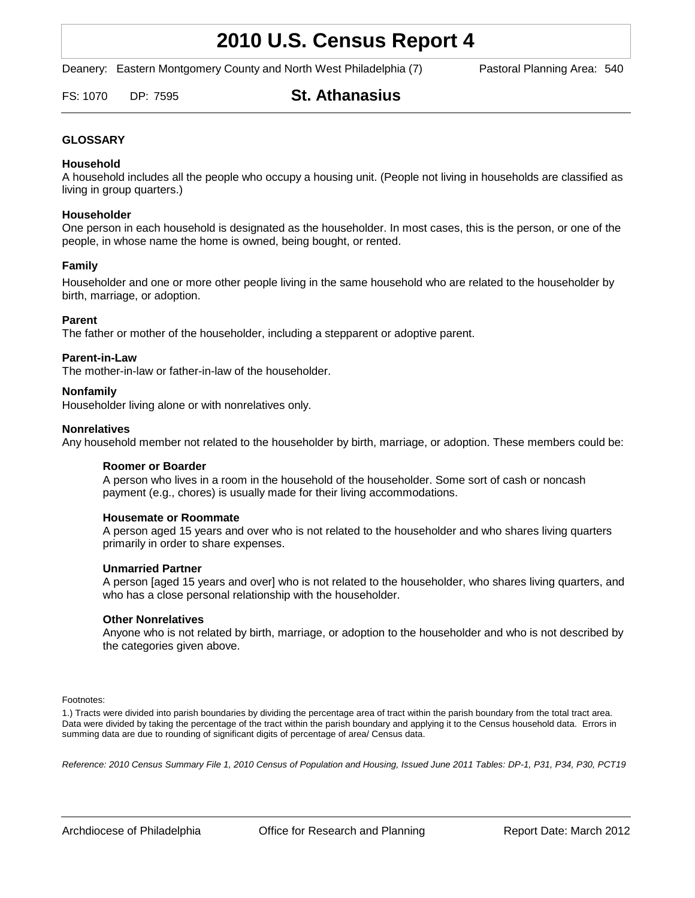# 2010 U.S. Census Report 4

Deanery: Eastern Montgomery County and North West Philadelphia (7) Pastoral Planning Area: 540

FS: 1070 DP: 7595

## St. Athanasius

### GLOSSARY

**Household**
A household includes all the people who occupy a housing unit. (People not living in households are classified as living in group quarters.)

**Householder**
One person in each household is designated as the householder. In most cases, this is the person, or one of the people, in whose name the home is owned, being bought, or rented.

**Family**
Householder and one or more other people living in the same household who are related to the householder by birth, marriage, or adoption.

**Parent**
The father or mother of the householder, including a stepparent or adoptive parent.

**Parent-in-Law**
The mother-in-law or father-in-law of the householder.

**Nonfamily**
Householder living alone or with nonrelatives only.

**Nonrelatives**
Any household member not related to the householder by birth, marriage, or adoption. These members could be:

> **Roomer or Boarder**
> A person who lives in a room in the household of the householder. Some sort of cash or noncash payment (e.g., chores) is usually made for their living accommodations.
>
> **Housemate or Roommate**
> A person aged 15 years and over who is not related to the householder and who shares living quarters primarily in order to share expenses.
>
> **Unmarried Partner**
> A person [aged 15 years and over] who is not related to the householder, who shares living quarters, and who has a close personal relationship with the householder.
>
> **Other Nonrelatives**
> Anyone who is not related by birth, marriage, or adoption to the householder and who is not described by the categories given above.

Footnotes:

1.) Tracts were divided into parish boundaries by dividing the percentage area of tract within the parish boundary from the total tract area. Data were divided by taking the percentage of the tract within the parish boundary and applying it to the Census household data. Errors in summing data are due to rounding of significant digits of percentage of area/ Census data.

*Reference: 2010 Census Summary File 1, 2010 Census of Population and Housing, Issued June 2011 Tables: DP-1, P31, P34, P30, PCT19*

Archdiocese of Philadelphia Office for Research and Planning Report Date: March 2012